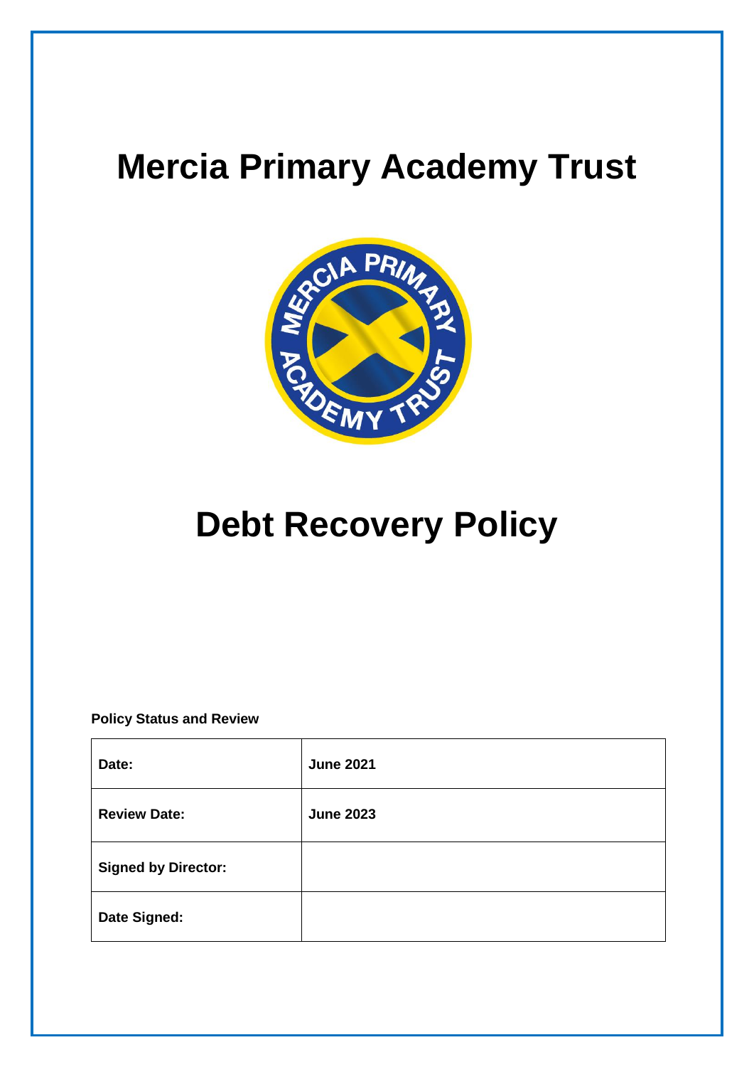# Mercia Primary Academy Trust

# Debt Recovery Policy

**Policy Status and Review**

| **Date:** | **June 2021** |
| --- | --- |
| **Review Date:** | **June 2023** |
| **Signed by Director:** | |
| **Date Signed:** | |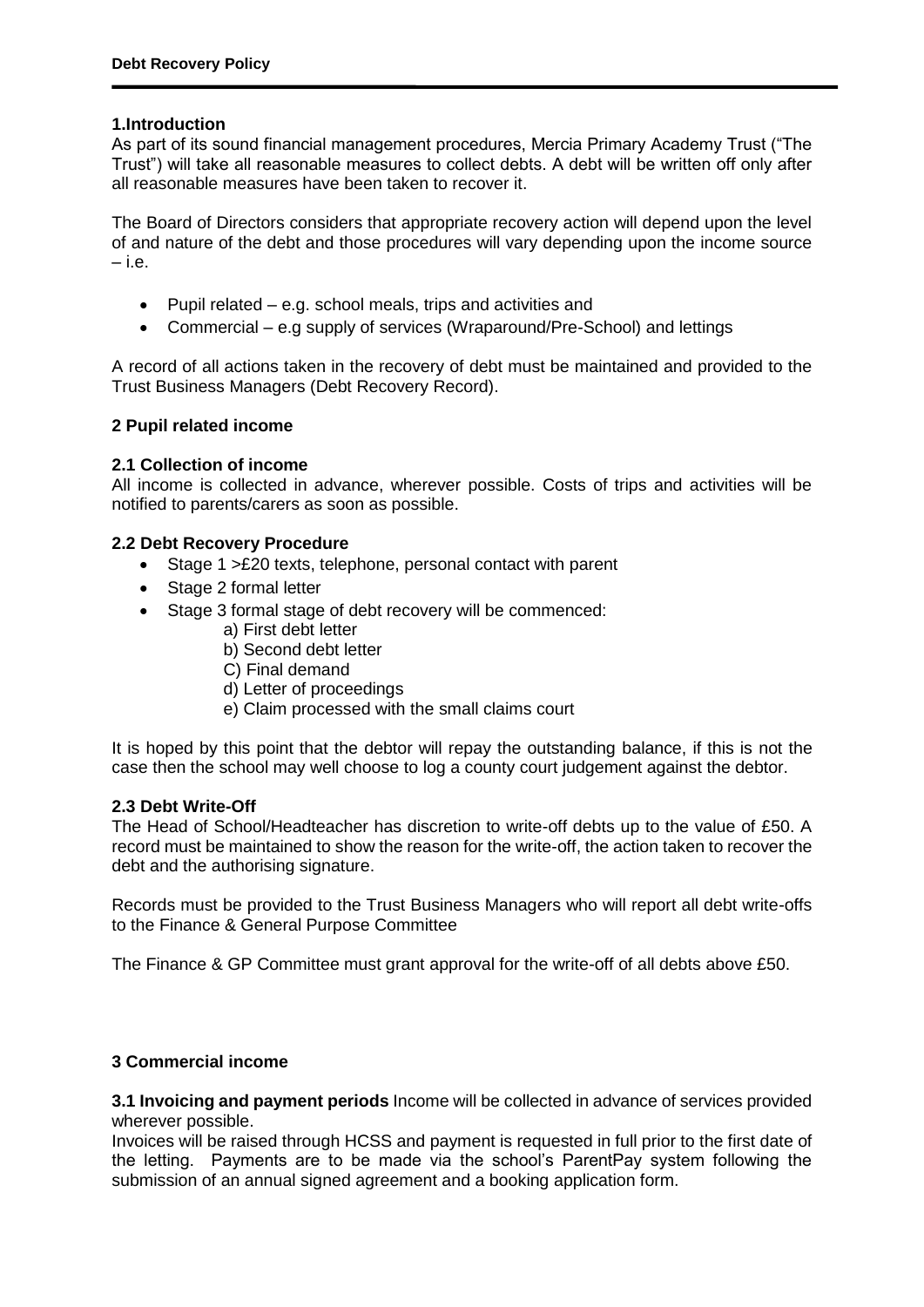## 1.Introduction

As part of its sound financial management procedures, Mercia Primary Academy Trust ("The Trust") will take all reasonable measures to collect debts. A debt will be written off only after all reasonable measures have been taken to recover it.

The Board of Directors considers that appropriate recovery action will depend upon the level of and nature of the debt and those procedures will vary depending upon the income source – i.e.

- Pupil related – e.g. school meals, trips and activities and
- Commercial – e.g supply of services (Wraparound/Pre-School) and lettings

A record of all actions taken in the recovery of debt must be maintained and provided to the Trust Business Managers (Debt Recovery Record).

## 2 Pupil related income

### 2.1 Collection of income

All income is collected in advance, wherever possible. Costs of trips and activities will be notified to parents/carers as soon as possible.

### 2.2 Debt Recovery Procedure

- Stage 1 >£20 texts, telephone, personal contact with parent
- Stage 2 formal letter
- Stage 3 formal stage of debt recovery will be commenced:
  - a) First debt letter
  - b) Second debt letter
  - C) Final demand
  - d) Letter of proceedings
  - e) Claim processed with the small claims court

It is hoped by this point that the debtor will repay the outstanding balance, if this is not the case then the school may well choose to log a county court judgement against the debtor.

### 2.3 Debt Write-Off

The Head of School/Headteacher has discretion to write-off debts up to the value of £50. A record must be maintained to show the reason for the write-off, the action taken to recover the debt and the authorising signature.

Records must be provided to the Trust Business Managers who will report all debt write-offs to the Finance & General Purpose Committee

The Finance & GP Committee must grant approval for the write-off of all debts above £50.

## 3 Commercial income

**3.1 Invoicing and payment periods** Income will be collected in advance of services provided wherever possible.

Invoices will be raised through HCSS and payment is requested in full prior to the first date of the letting. Payments are to be made via the school's ParentPay system following the submission of an annual signed agreement and a booking application form.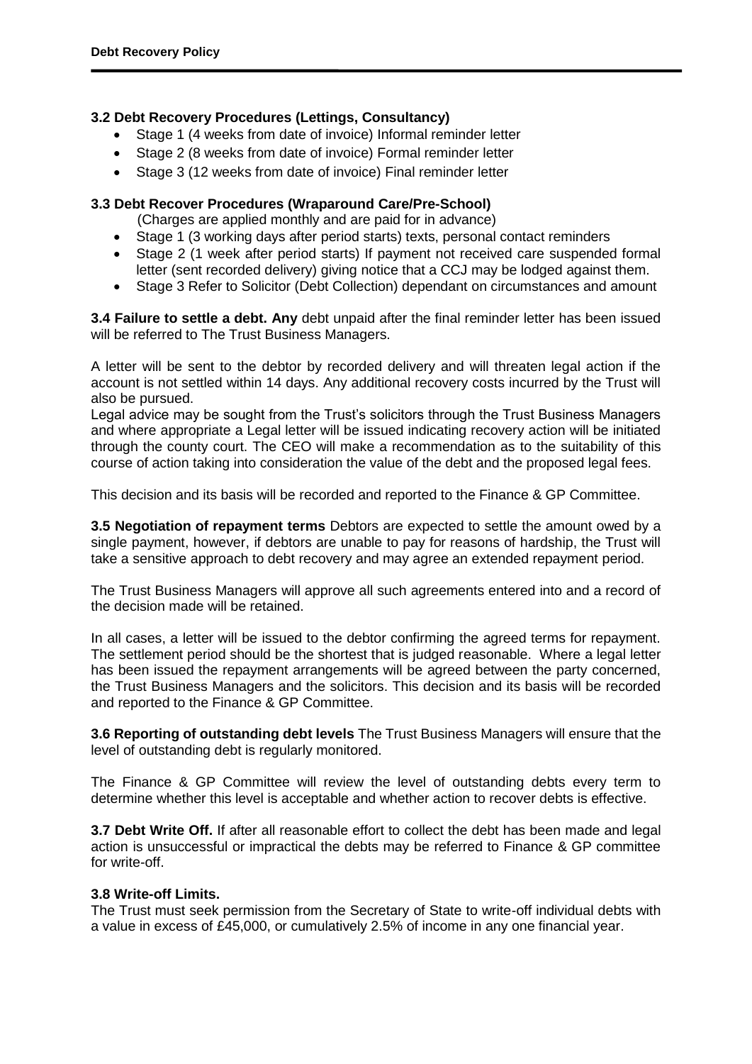### 3.2 Debt Recovery Procedures (Lettings, Consultancy)

- Stage 1 (4 weeks from date of invoice) Informal reminder letter
- Stage 2 (8 weeks from date of invoice) Formal reminder letter
- Stage 3 (12 weeks from date of invoice) Final reminder letter

### 3.3 Debt Recover Procedures (Wraparound Care/Pre-School)

(Charges are applied monthly and are paid for in advance)

- Stage 1 (3 working days after period starts) texts, personal contact reminders
- Stage 2 (1 week after period starts) If payment not received care suspended formal letter (sent recorded delivery) giving notice that a CCJ may be lodged against them.
- Stage 3 Refer to Solicitor (Debt Collection) dependant on circumstances and amount

**3.4 Failure to settle a debt. Any** debt unpaid after the final reminder letter has been issued will be referred to The Trust Business Managers.

A letter will be sent to the debtor by recorded delivery and will threaten legal action if the account is not settled within 14 days. Any additional recovery costs incurred by the Trust will also be pursued.
Legal advice may be sought from the Trust's solicitors through the Trust Business Managers and where appropriate a Legal letter will be issued indicating recovery action will be initiated through the county court. The CEO will make a recommendation as to the suitability of this course of action taking into consideration the value of the debt and the proposed legal fees.

This decision and its basis will be recorded and reported to the Finance & GP Committee.

**3.5 Negotiation of repayment terms** Debtors are expected to settle the amount owed by a single payment, however, if debtors are unable to pay for reasons of hardship, the Trust will take a sensitive approach to debt recovery and may agree an extended repayment period.

The Trust Business Managers will approve all such agreements entered into and a record of the decision made will be retained.

In all cases, a letter will be issued to the debtor confirming the agreed terms for repayment. The settlement period should be the shortest that is judged reasonable. Where a legal letter has been issued the repayment arrangements will be agreed between the party concerned, the Trust Business Managers and the solicitors. This decision and its basis will be recorded and reported to the Finance & GP Committee.

**3.6 Reporting of outstanding debt levels** The Trust Business Managers will ensure that the level of outstanding debt is regularly monitored.

The Finance & GP Committee will review the level of outstanding debts every term to determine whether this level is acceptable and whether action to recover debts is effective.

**3.7 Debt Write Off.** If after all reasonable effort to collect the debt has been made and legal action is unsuccessful or impractical the debts may be referred to Finance & GP committee for write-off.

### 3.8 Write-off Limits.

The Trust must seek permission from the Secretary of State to write-off individual debts with a value in excess of £45,000, or cumulatively 2.5% of income in any one financial year.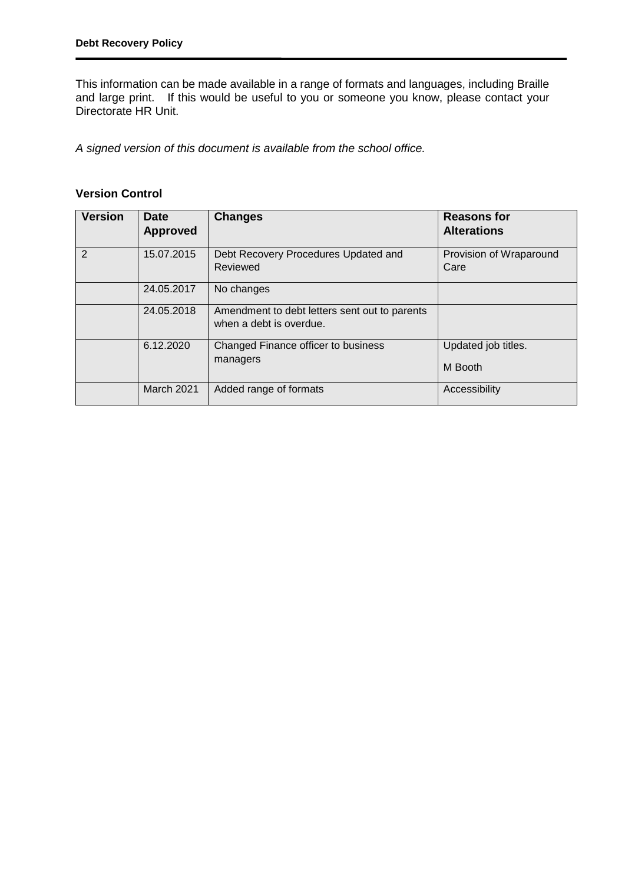This information can be made available in a range of formats and languages, including Braille and large print. If this would be useful to you or someone you know, please contact your Directorate HR Unit.

*A signed version of this document is available from the school office.*

**Version Control**

| Version | Date Approved | Changes | Reasons for Alterations |
|---|---|---|---|
| 2 | 15.07.2015 | Debt Recovery Procedures Updated and Reviewed | Provision of Wraparound Care |
| | 24.05.2017 | No changes | |
| | 24.05.2018 | Amendment to debt letters sent out to parents when a debt is overdue. | |
| | 6.12.2020 | Changed Finance officer to business managers | Updated job titles. M Booth |
| | March 2021 | Added range of formats | Accessibility |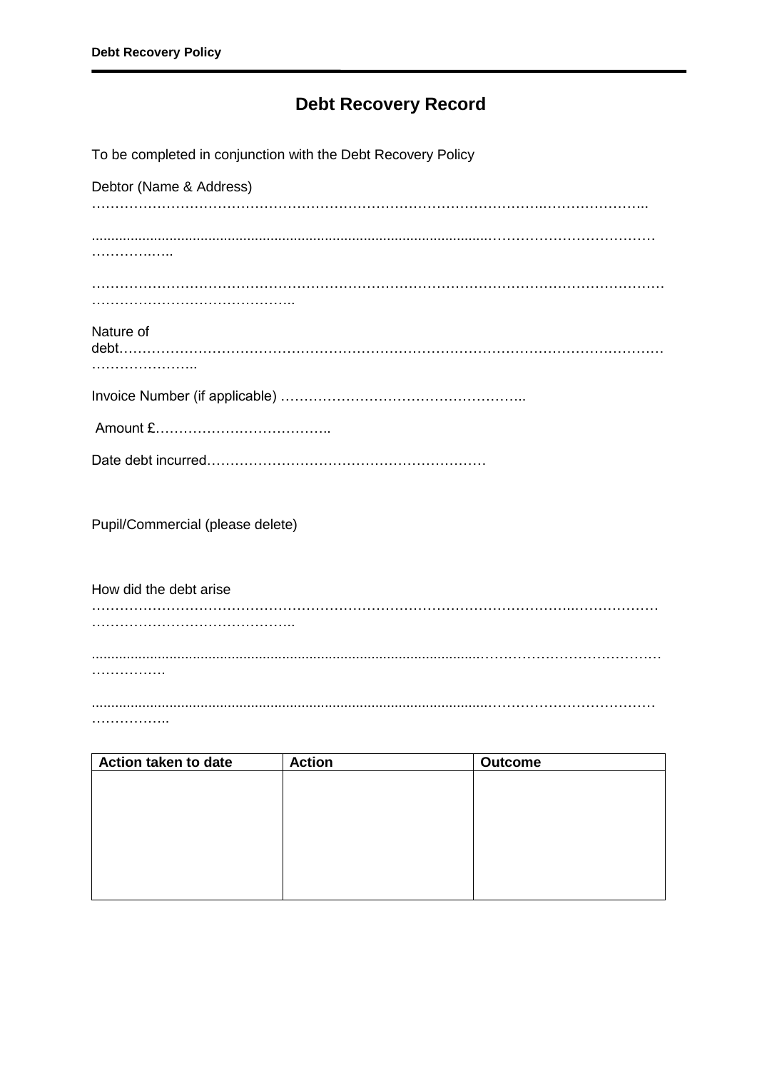# Debt Recovery Record

To be completed in conjunction with the Debt Recovery Policy

Debtor (Name & Address) ……………………………………………………………………………………………………………..

……………………………………………………………………………………………………………………………………………………

……………………………………………………………………………………………………………………………………………………

Nature of debt…………………………………………………………………………………………………………………………

Invoice Number (if applicable) ……………………………………………..

Amount £………………………………..

Date debt incurred…………………………………………………

Pupil/Commercial (please delete)

How did the debt arise ……………………………………………………………………………………………………………………

……………………………………………………………………………………………………………………………………………………

……………………………………………………………………………………………………………………………………………………

| Action taken to date | Action | Outcome |
| --- | --- | --- |
| | | |